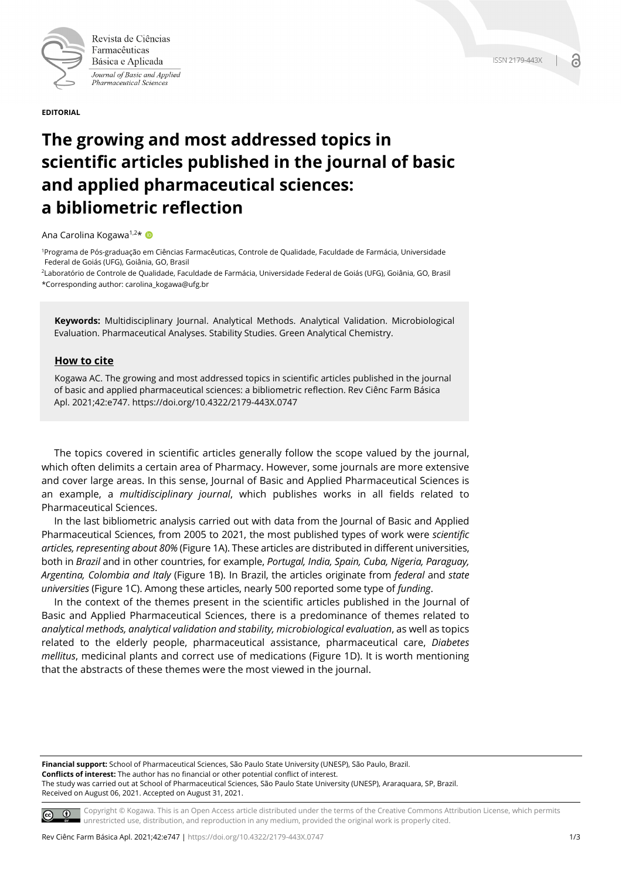Revista de Ciências Farmacêuticas Básica e Aplicada
*Journal of Basic and Applied Pharmaceutical Sciences*

ISSN 2179-443X

**EDITORIAL**

# The growing and most addressed topics in scientific articles published in the journal of basic and applied pharmaceutical sciences: a bibliometric reflection

Ana Carolina Kogawa[1,2]*

[1]Programa de Pós-graduação em Ciências Farmacêuticas, Controle de Qualidade, Faculdade de Farmácia, Universidade Federal de Goiás (UFG), Goiânia, GO, Brasil

[2]Laboratório de Controle de Qualidade, Faculdade de Farmácia, Universidade Federal de Goiás (UFG), Goiânia, GO, Brasil

*Corresponding author: carolina_kogawa@ufg.br

**Keywords:** Multidisciplinary Journal. Analytical Methods. Analytical Validation. Microbiological Evaluation. Pharmaceutical Analyses. Stability Studies. Green Analytical Chemistry.

## How to cite

Kogawa AC. The growing and most addressed topics in scientific articles published in the journal of basic and applied pharmaceutical sciences: a bibliometric reflection. Rev Ciênc Farm Básica Apl. 2021;42:e747. https://doi.org/10.4322/2179-443X.0747

The topics covered in scientific articles generally follow the scope valued by the journal, which often delimits a certain area of Pharmacy. However, some journals are more extensive and cover large areas. In this sense, Journal of Basic and Applied Pharmaceutical Sciences is an example, a *multidisciplinary journal*, which publishes works in all fields related to Pharmaceutical Sciences.

In the last bibliometric analysis carried out with data from the Journal of Basic and Applied Pharmaceutical Sciences, from 2005 to 2021, the most published types of work were *scientific articles, representing about 80%* (Figure 1A). These articles are distributed in different universities, both in *Brazil* and in other countries, for example, *Portugal, India, Spain, Cuba, Nigeria, Paraguay, Argentina, Colombia and Italy* (Figure 1B). In Brazil, the articles originate from *federal* and *state universities* (Figure 1C). Among these articles, nearly 500 reported some type of *funding*.

In the context of the themes present in the scientific articles published in the Journal of Basic and Applied Pharmaceutical Sciences, there is a predominance of themes related to *analytical methods, analytical validation and stability, microbiological evaluation*, as well as topics related to the elderly people, pharmaceutical assistance, pharmaceutical care, *Diabetes mellitus*, medicinal plants and correct use of medications (Figure 1D). It is worth mentioning that the abstracts of these themes were the most viewed in the journal.

**Financial support:** School of Pharmaceutical Sciences, São Paulo State University (UNESP), São Paulo, Brazil.
**Conflicts of interest:** The author has no financial or other potential conflict of interest.
The study was carried out at School of Pharmaceutical Sciences, São Paulo State University (UNESP), Araraquara, SP, Brazil.
Received on August 06, 2021. Accepted on August 31, 2021.

Copyright © Kogawa. This is an Open Access article distributed under the terms of the Creative Commons Attribution License, which permits unrestricted use, distribution, and reproduction in any medium, provided the original work is properly cited.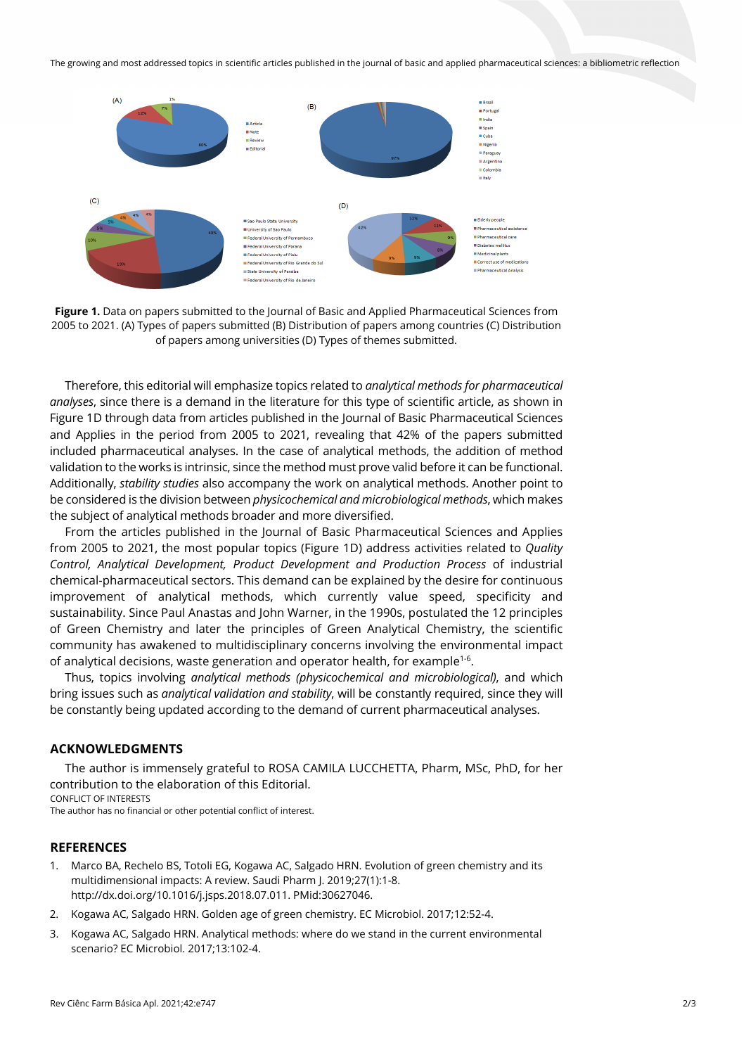**Figure 1.** Data on papers submitted to the Journal of Basic and Applied Pharmaceutical Sciences from 2005 to 2021. (A) Types of papers submitted (B) Distribution of papers among countries (C) Distribution of papers among universities (D) Types of themes submitted.

Therefore, this editorial will emphasize topics related to *analytical methods for pharmaceutical analyses*, since there is a demand in the literature for this type of scientific article, as shown in Figure 1D through data from articles published in the Journal of Basic Pharmaceutical Sciences and Applies in the period from 2005 to 2021, revealing that 42% of the papers submitted included pharmaceutical analyses. In the case of analytical methods, the addition of method validation to the works is intrinsic, since the method must prove valid before it can be functional. Additionally, *stability studies* also accompany the work on analytical methods. Another point to be considered is the division between *physicochemical and microbiological methods*, which makes the subject of analytical methods broader and more diversified.

From the articles published in the Journal of Basic Pharmaceutical Sciences and Applies from 2005 to 2021, the most popular topics (Figure 1D) address activities related to *Quality Control, Analytical Development, Product Development and Production Process* of industrial chemical-pharmaceutical sectors. This demand can be explained by the desire for continuous improvement of analytical methods, which currently value speed, specificity and sustainability. Since Paul Anastas and John Warner, in the 1990s, postulated the 12 principles of Green Chemistry and later the principles of Green Analytical Chemistry, the scientific community has awakened to multidisciplinary concerns involving the environmental impact of analytical decisions, waste generation and operator health, for example[1-6].

Thus, topics involving *analytical methods (physicochemical and microbiological)*, and which bring issues such as *analytical validation and stability*, will be constantly required, since they will be constantly being updated according to the demand of current pharmaceutical analyses.

## ACKNOWLEDGMENTS

The author is immensely grateful to ROSA CAMILA LUCCHETTA, Pharm, MSc, PhD, for her contribution to the elaboration of this Editorial.

CONFLICT OF INTERESTS

The author has no financial or other potential conflict of interest.

## REFERENCES

1. Marco BA, Rechelo BS, Totoli EG, Kogawa AC, Salgado HRN. Evolution of green chemistry and its multidimensional impacts: A review. Saudi Pharm J. 2019;27(1):1-8. http://dx.doi.org/10.1016/j.jsps.2018.07.011. PMid:30627046.
2. Kogawa AC, Salgado HRN. Golden age of green chemistry. EC Microbiol. 2017;12:52-4.
3. Kogawa AC, Salgado HRN. Analytical methods: where do we stand in the current environmental scenario? EC Microbiol. 2017;13:102-4.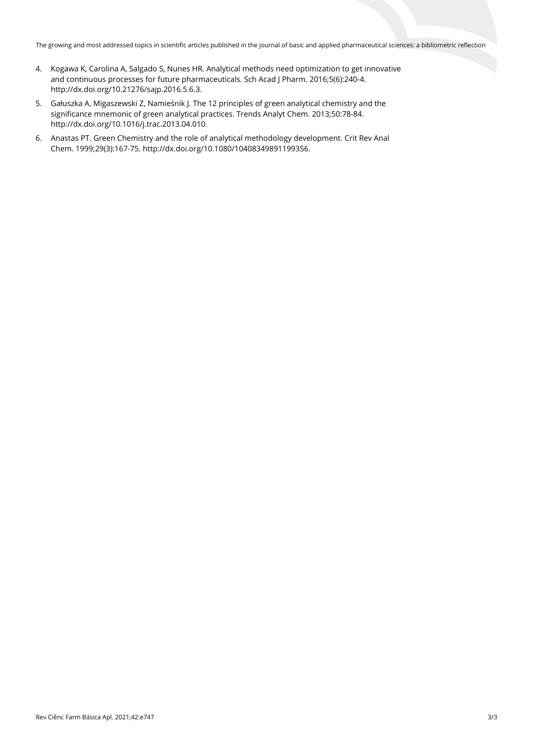4. Kogawa K, Carolina A, Salgado S, Nunes HR. Analytical methods need optimization to get innovative and continuous processes for future pharmaceuticals. Sch Acad J Pharm. 2016;5(6):240-4. http://dx.doi.org/10.21276/sajp.2016.5.6.3.

5. Gałuszka A, Migaszewski Z, Namieśnik J. The 12 principles of green analytical chemistry and the significance mnemonic of green analytical practices. Trends Analyt Chem. 2013;50:78-84. http://dx.doi.org/10.1016/j.trac.2013.04.010.

6. Anastas PT. Green Chemistry and the role of analytical methodology development. Crit Rev Anal Chem. 1999;29(3):167-75. http://dx.doi.org/10.1080/10408349891199356.